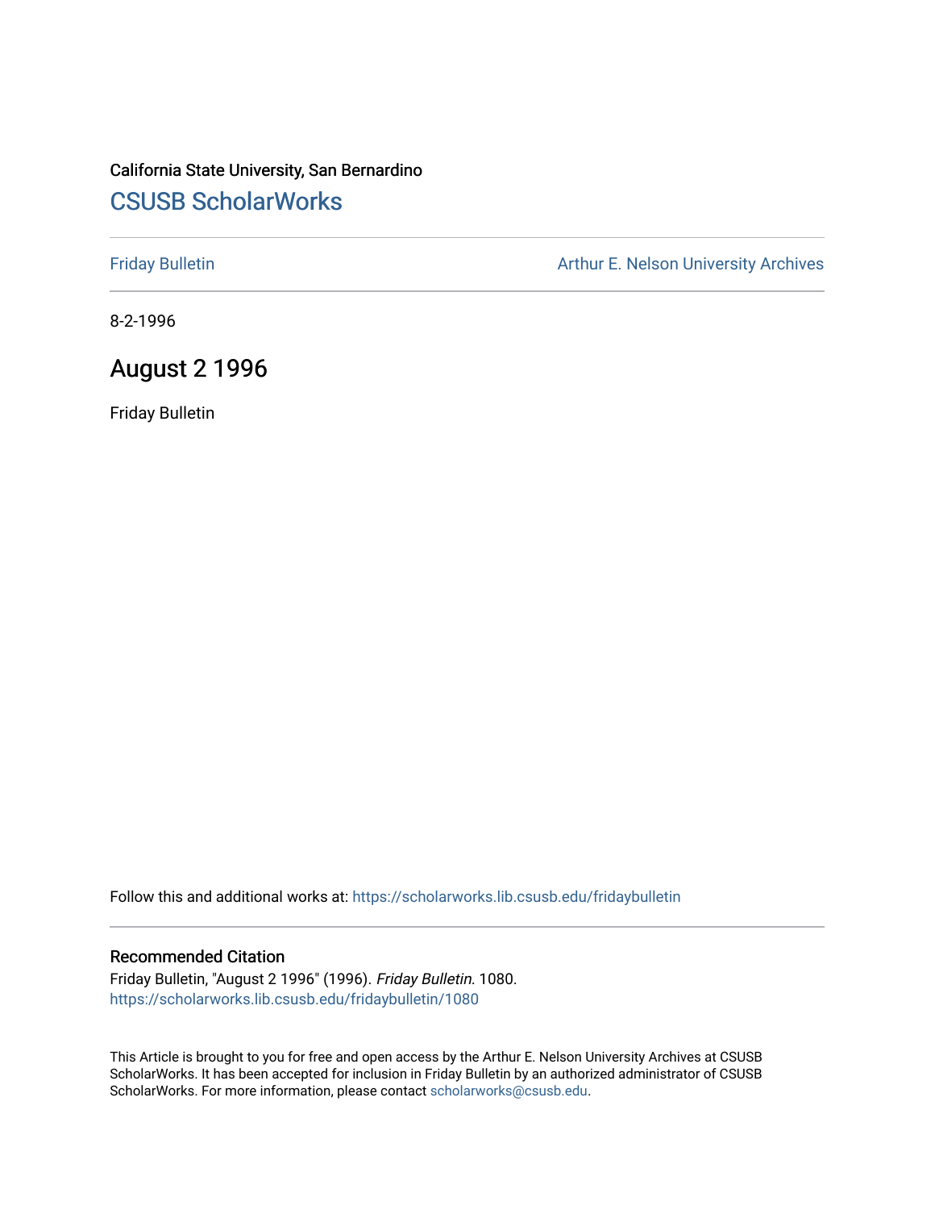California State University, San Bernardino

## CSUSB ScholarWorks

Friday Bulletin

Arthur E. Nelson University Archives

8-2-1996

# August 2 1996

Friday Bulletin

Follow this and additional works at: https://scholarworks.lib.csusb.edu/fridaybulletin

### Recommended Citation

Friday Bulletin, "August 2 1996" (1996). *Friday Bulletin*. 1080.
https://scholarworks.lib.csusb.edu/fridaybulletin/1080

This Article is brought to you for free and open access by the Arthur E. Nelson University Archives at CSUSB ScholarWorks. It has been accepted for inclusion in Friday Bulletin by an authorized administrator of CSUSB ScholarWorks. For more information, please contact scholarworks@csusb.edu.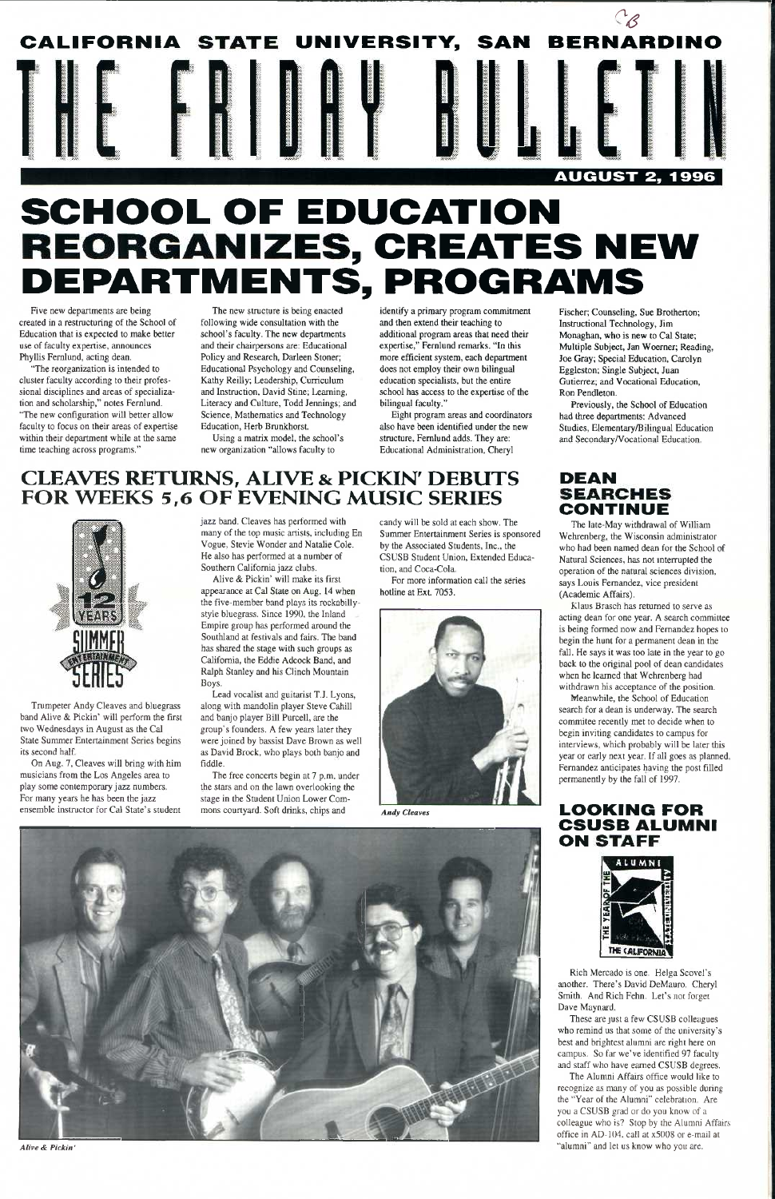# CALIFORNIA STATE UNIVERSITY, SAN BERNARDINO

# THE FRIDAY BULLETIN

**AUGUST 2, 1996**

# SCHOOL OF EDUCATION REORGANIZES, CREATES NEW DEPARTMENTS, PROGRAMS

Five new departments are being created in a restructuring of the School of Education that is expected to make better use of faculty expertise, announces Phyllis Fernlund, acting dean.

"The reorganization is intended to cluster faculty according to their professional disciplines and areas of specialization and scholarship," notes Fernlund. "The new configuration will better allow faculty to focus on their areas of expertise within their department while at the same time teaching across programs."

The new structure is being enacted following wide consultation with the school's faculty. The new departments and their chairpersons are: Educational Policy and Research, Darleen Stoner; Educational Psychology and Counseling, Kathy Reilly; Leadership, Curriculum and Instruction, David Stine; Learning, Literacy and Culture, Todd Jennings; and Science, Mathematics and Technology Education, Herb Brunkhorst.

Using a matrix model, the school's new organization "allows faculty to identify a primary program commitment and then extend their teaching to additional program areas that need their expertise," Fernlund remarks. "In this more efficient system, each department does not employ their own bilingual education specialists, but the entire school has access to the expertise of the bilingual faculty."

Eight program areas and coordinators also have been identified under the new structure, Fernlund adds. They are: Educational Administration, Cheryl Fischer; Counseling, Sue Brotherton; Instructional Technology, Jim Monaghan, who is new to Cal State; Multiple Subject, Jan Woerner; Reading, Joe Gray; Special Education, Carolyn Eggleston; Single Subject, Juan Gutierrez; and Vocational Education, Ron Pendleton.

Previously, the School of Education had three departments: Advanced Studies, Elementary/Bilingual Education and Secondary/Vocational Education.

## CLEAVES RETURNS, ALIVE & PICKIN' DEBUTS FOR WEEKS 5,6 OF EVENING MUSIC SERIES

Trumpeter Andy Cleaves and bluegrass band Alive & Pickin' will perform the first two Wednesdays in August as the Cal State Summer Entertainment Series begins its second half.

On Aug. 7, Cleaves will bring with him musicians from the Los Angeles area to play some contemporary jazz numbers. For many years he has been the jazz ensemble instructor for Cal State's student jazz band. Cleaves has performed with many of the top music artists, including En Vogue, Stevie Wonder and Natalie Cole. He also has performed at a number of Southern California jazz clubs.

Alive & Pickin' will make its first appearance at Cal State on Aug. 14 when the five-member band plays its rockabilly-style bluegrass. Since 1990, the Inland Empire group has performed around the Southland at festivals and fairs. The band has shared the stage with such groups as California, the Eddie Adcock Band, and Ralph Stanley and his Clinch Mountain Boys.

Lead vocalist and guitarist T.J. Lyons, along with mandolin player Steve Cahill and banjo player Bill Purcell, are the group's founders. A few years later they were joined by bassist Dave Brown as well as David Brock, who plays both banjo and fiddle.

The free concerts begin at 7 p.m. under the stars and on the lawn overlooking the stage in the Student Union Lower Commons courtyard. Soft drinks, chips and candy will be sold at each show. The Summer Entertainment Series is sponsored by the Associated Students, Inc., the CSUSB Student Union, Extended Education, and Coca-Cola.

For more information call the series hotline at Ext. 7053.

*Andy Cleaves*

*Alive & Pickin'*

## DEAN SEARCHES CONTINUE

The late-May withdrawal of William Wehrenberg, the Wisconsin administrator who had been named dean for the School of Natural Sciences, has not interrupted the operation of the natural sciences division, says Louis Fernandez, vice president (Academic Affairs).

Klaus Brasch has returned to serve as acting dean for one year. A search committee is being formed now and Fernandez hopes to begin the hunt for a permanent dean in the fall. He says it was too late in the year to go back to the original pool of dean candidates when he learned that Wehrenberg had withdrawn his acceptance of the position.

Meanwhile, the School of Education search for a dean is underway. The search commitee recently met to decide when to begin inviting candidates to campus for interviews, which probably will be later this year or early next year. If all goes as planned, Fernandez anticipates having the post filled permanently by the fall of 1997.

## LOOKING FOR CSUSB ALUMNI ON STAFF

Rich Mercado is one. Helga Scovel's another. There's David DeMauro. Cheryl Smith. And Rich Fehn. Let's not forget Dave Maynard.

These are just a few CSUSB colleagues who remind us that some of the university's best and brightest alumni are right here on campus. So far we've identified 97 faculty and staff who have earned CSUSB degrees.

The Alumni Affairs office would like to recognize as many of you as possible during the "Year of the Alumni" celebration. Are you a CSUSB grad or do you know of a colleague who is? Stop by the Alumni Affairs office in AD-104, call at x5008 or e-mail at "alumni" and let us know who you are.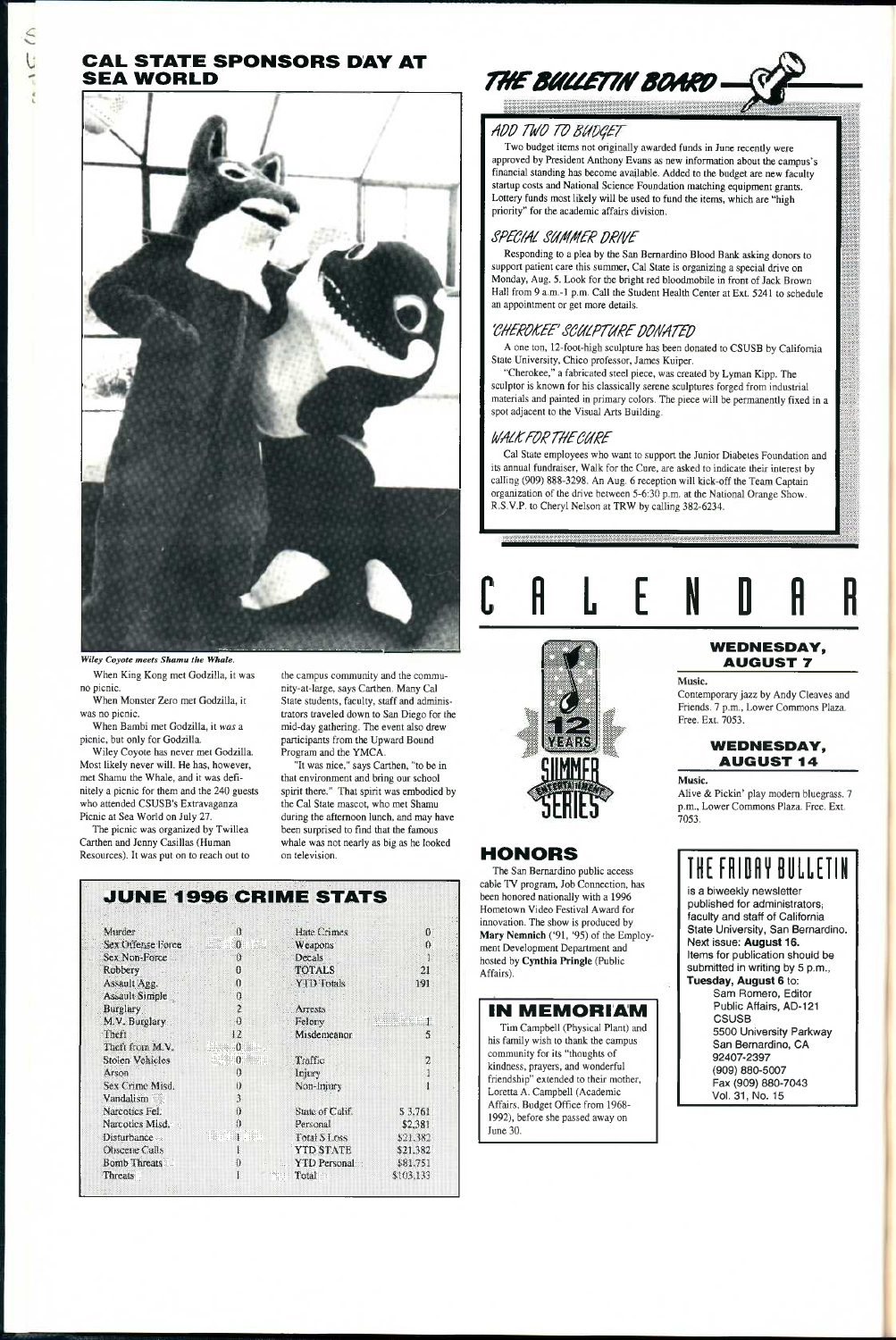## CAL STATE SPONSORS DAY AT SEA WORLD

*Wiley Coyote meets Shamu the Whale.*

When King Kong met Godzilla, it was no picnic.

When Monster Zero met Godzilla, it was no picnic.

When Bambi met Godzilla, it *was* a picnic, but only for Godzilla.

Wiley Coyote has never met Godzilla. Most likely never will. He has, however, met Shamu the Whale, and it was definitely a picnic for them and the 240 guests who attended CSUSB's Extravaganza Picnic at Sea World on July 27.

The picnic was organized by Twillea Carthen and Jenny Casillas (Human Resources). It was put on to reach out to the campus community and the community-at-large, says Carthen. Many Cal State students, faculty, staff and administrators traveled down to San Diego for the mid-day gathering. The event also drew participants from the Upward Bound Program and the YMCA.

"It was nice," says Carthen, "to be in that environment and bring our school spirit there." That spirit was embodied by the Cal State mascot, who met Shamu during the afternoon lunch, and may have been surprised to find that the famous whale was not nearly as big as he looked on television.

## JUNE 1996 CRIME STATS

| | | | |
|---|---|---|---|
| Murder | 0 | Hate Crimes | 0 |
| Sex Offense Force | 0 | Weapons | 0 |
| Sex Non-Force | 0 | Decals | 1 |
| Robbery | 0 | TOTALS | 21 |
| Assault Agg. | 0 | YTD Totals | 191 |
| Assault Simple | 0 | | |
| Burglary | 2 | Arrests | |
| M.V. Burglary | 0 | Felony | 1 |
| Theft | 12 | Misdemeanor | 5 |
| Theft from M.V. | 0 | | |
| Stolen Vehicles | 0 | Traffic | 2 |
| Arson | 0 | Injury | 1 |
| Sex Crime Misd. | 0 | Non-Injury | 1 |
| Vandalism | 3 | | |
| Narcotics Fel. | 0 | State of Calif. | $ 3,761 |
| Narcotics Misd. | 0 | Personal | $2,381 |
| Disturbance | 1 | Total $ Loss | $21,382 |
| Obscene Calls | 1 | YTD STATE | $21,382 |
| Bomb Threats | 0 | YTD Personal | $81,751 |
| Threats | 1 | Total | $103,133 |

## THE BULLETIN BOARD

### ADD TWO TO BUDGET

Two budget items not originally awarded funds in June recently were approved by President Anthony Evans as new information about the campus's financial standing has become available. Added to the budget are new faculty startup costs and National Science Foundation matching equipment grants. Lottery funds most likely will be used to fund the items, which are "high priority" for the academic affairs division.

### SPECIAL SUMMER DRIVE

Responding to a plea by the San Bernardino Blood Bank asking donors to support patient care this summer, Cal State is organizing a special drive on Monday, Aug. 5. Look for the bright red bloodmobile in front of Jack Brown Hall from 9 a.m.-1 p.m. Call the Student Health Center at Ext. 5241 to schedule an appointment or get more details.

### 'CHEROKEE' SCULPTURE DONATED

A one ton, 12-foot-high sculpture has been donated to CSUSB by California State University, Chico professor, James Kuiper.

"Cherokee," a fabricated steel piece, was created by Lyman Kipp. The sculptor is known for his classically serene sculptures forged from industrial materials and painted in primary colors. The piece will be permanently fixed in a spot adjacent to the Visual Arts Building.

### WALK FOR THE CURE

Cal State employees who want to support the Junior Diabetes Foundation and its annual fundraiser, Walk for the Cure, are asked to indicate their interest by calling (909) 888-3298. An Aug. 6 reception will kick-off the Team Captain organization of the drive between 5-6:30 p.m. at the National Orange Show. R.S.V.P. to Cheryl Nelson at TRW by calling 382-6234.

# CALENDAR

12 YEARS SUMMER ENTERTAINMENT SERIES

### WEDNESDAY, AUGUST 7

**Music.**

Contemporary jazz by Andy Cleaves and Friends. 7 p.m., Lower Commons Plaza. Free. Ext. 7053.

### WEDNESDAY, AUGUST 14

**Music.**

Alive & Pickin' play modern bluegrass. 7 p.m., Lower Commons Plaza. Free. Ext. 7053.

## HONORS

The San Bernardino public access cable TV program, Job Connection, has been honored nationally with a 1996 Hometown Video Festival Award for innovation. The show is produced by **Mary Nemnich** ('91, '95) of the Employment Development Department and hosted by **Cynthia Pringle** (Public Affairs).

## IN MEMORIAM

Tim Campbell (Physical Plant) and his family wish to thank the campus community for its "thoughts of kindness, prayers, and wonderful friendship" extended to their mother, Loretta A. Campbell (Academic Affairs, Budget Office from 1968-1992), before she passed away on June 30.

## THE FRIDAY BULLETIN

is a biweekly newsletter published for administrators, faculty and staff of California State University, San Bernardino. Next issue: **August 16.** Items for publication should be submitted in writing by 5 p.m., **Tuesday, August 6** to:

Sam Romero, Editor
Public Affairs, AD-121
CSUSB
5500 University Parkway
San Bernardino, CA
92407-2397
(909) 880-5007
Fax (909) 880-7043
Vol. 31, No. 15